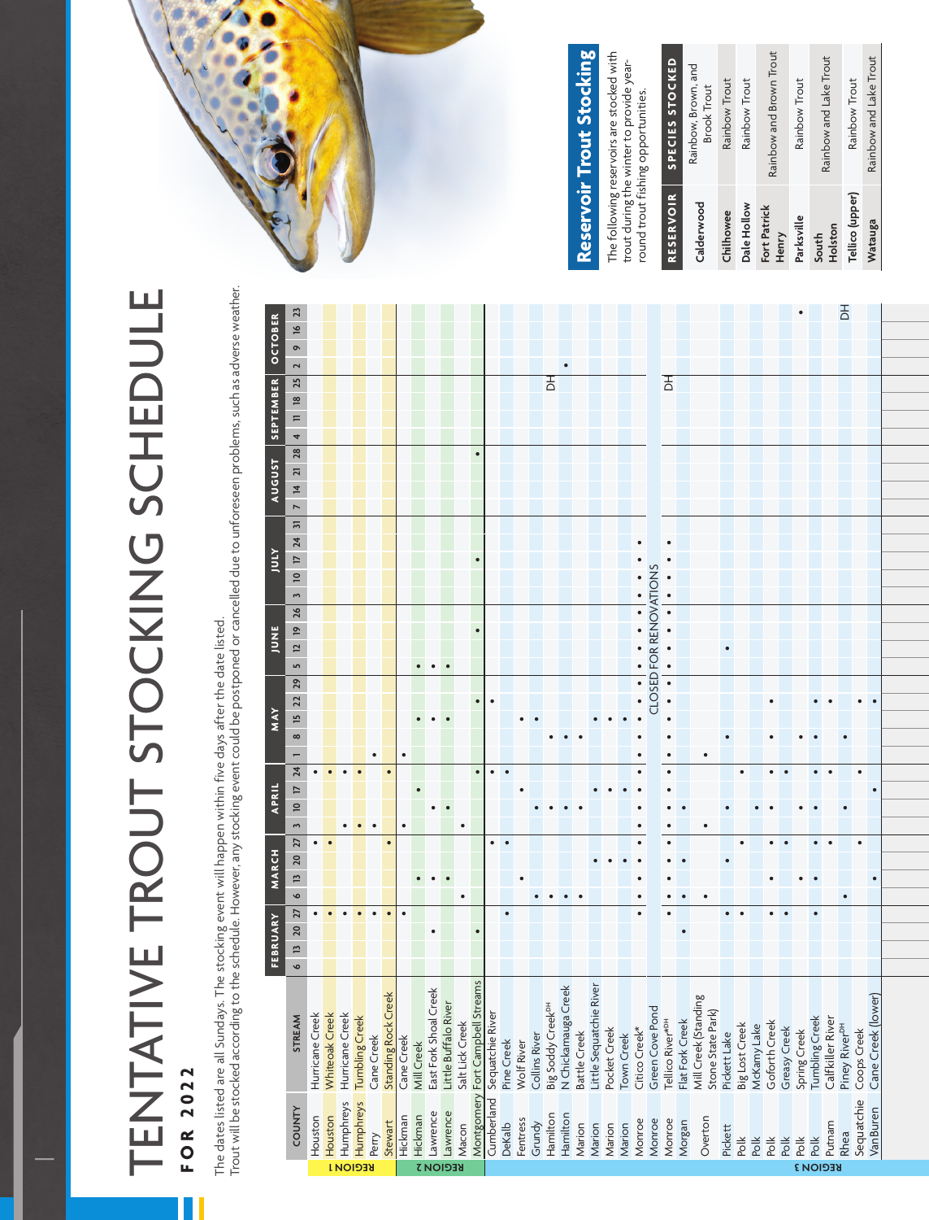# TENTATIVE TROUT STOCKING SCHEDULE

## FOR 2022

The dates listed are all Sundays. The stocking event will happen within five days after the date listed.
Trout will be stocked according to the schedule. However, any stocking event could be postponed or cancelled due to unforeseen problems, such as adverse weather.

| REGION | COUNTY | STREAM | FEBRUARY | | | | MARCH | | | | APRIL | | | | MAY | | | | | JUNE | | | | JULY | | | | | AUGUST | | | | SEPTEMBER | | | | OCTOBER | | | |
|---|---|---|---|---|---|---|---|---|---|---|---|---|---|---|---|---|---|---|---|---|---|---|---|---|---|---|---|---|---|---|---|---|---|---|---|---|---|---|---|---|
| | | | 6 | 13 | 20 | 27 | 6 | 13 | 20 | 27 | 3 | 10 | 17 | 24 | 1 | 8 | 15 | 22 | 29 | 5 | 12 | 19 | 26 | 3 | 10 | 17 | 24 | 31 | 7 | 14 | 21 | 28 | 4 | 11 | 18 | 25 | 2 | 9 | 16 | 23 |
| REGION 1 | Houston | Hurricane Creek | | | | • | | | | • | | | | • | | | | | | | | | | | | | | | | | | | | | | | | | | |
| REGION 1 | Houston | Whiteoak Creek | | | | • | | | | • | | | | • | | | | | | | | | | | | | | | | | | | | | | | | | | |
| REGION 1 | Humphreys | Hurricane Creek | | | | • | | | | | • | | | • | | | | | | | | | | | | | | | | | | | | | | | | | | |
| REGION 1 | Humphreys | Tumbling Creek | | | | • | | | | | • | | | • | | | | | | | | | | | | | | | | | | | | | | | | | | |
| REGION 1 | Perry | Cane Creek | | | | • | | | | | • | | | | • | | | | | | | | | | | | | | | | | | | | | | | | | |
| REGION 1 | Stewart | Standing Rock Creek | | | | • | | | | • | | | | • | | | | | | | | | | | | | | | | | | | | | | | | | | |
| REGION 2 | Hickman | Cane Creek | | | | • | | | | | • | | | | • | | | | | | | | | | | | | | | | | | | | | | | | | |
| REGION 2 | Hickman | Mill Creek | | | | | | • | | | | | • | | | | • | | | • | | | | | | | | | | | | | | | | | | | | |
| REGION 2 | Lawrence | East Fork Shoal Creek | | | • | | | • | | | | • | | | | | • | | | • | | | | | | | | | | | | | | | | | | | | |
| REGION 2 | Lawrence | Little Buffalo River | | | | | | • | | | | • | | | | | • | | | • | | | | | | | | | | | | | | | | | | | | |
| REGION 2 | Macon | Salt Lick Creek | | | | | • | | | | • | | | | | | | | | | | | | | | | | | | | | | | | | | | | | |
| REGION 2 | Montgomery | Fort Campbell Streams | | | • | | | | | | | | | • | | | | • | | | | • | | | | • | | | | | | • | | | | | | | | |
| REGION 3 | Cumberland | Sequatchie River | | | | | | | | • | | | | • | | | | • | | | | | | | | | | | | | | | | | | | | | | |
| REGION 3 | Dekalb | Pine Creek | | | | • | | | | • | | | | • | | | | | | | | | | | | | | | | | | | | | | | | | | |
| REGION 3 | Fentress | Wolf River | | | | | | • | | | | | • | | | | • | | | | | | | | | | | | | | | | | | | | | | | |
| REGION 3 | Grundy | Collins River | | | | | • | | | | | • | | | | | • | | | | | | | | | | | | | | | | | | | | | | | |
| REGION 3 | Hamilton | Big Soddy Creek[DH] | | | | | • | | | | | • | | | | • | | | | | | | | | | | | | | | | | | | | DH | | | | |
| REGION 3 | Hamilton | N Chickamauga Creek | | | | | • | | | | | • | | | | • | | | | | | | | | | | | | | | | | | | | | • | | | |
| REGION 3 | Marion | Battle Creek | | | | | • | | | | | • | | | | • | | | | | | | | | | | | | | | | | | | | | | | | |
| REGION 3 | Marion | Little Sequatchie River | | | | | | | • | | | | • | | | | • | | | | | | | | | | | | | | | | | | | | | | | |
| REGION 3 | Marion | Pocket Creek | | | | | | | • | | | | • | | | | • | | | | | | | | | | | | | | | | | | | | | | | |
| REGION 3 | Marion | Town Creek | | | | | | | • | | | | • | | | | • | | | | | | | | | | | | | | | | | | | | | | | |
| REGION 3 | Monroe | Citico Creek* | | | | • | | • | | • | | • | | • | | • | | • | | • | | • | • | | • | • | • | | | | | | | | | | | | | |
| REGION 3 | Monroe | Green Cove Pond | CLOSED FOR RENOVATIONS | | | | | | | | | | | | | | | | | | | | | | | | | | | | | | | | | | | | | |
| REGION 3 | Monroe | Tellico River*[DH] | | | | • | • | | • | | | • | | • | • | | • | | • | • | | • | • | | • | | • | | | | | | | | | DH | | | | |
| REGION 3 | Morgan | Flat Fork Creek | | | • | | • | | • | | | • | | | | | | | | | | | | | | | | | | | | | | | | | | | | |
| REGION 3 | Overton | Mill Creek (Standing Stone State Park) | | | | | • | | | | • | | | | • | | | | | | | | | | | | | | | | | | | | | | | | | |
| REGION 3 | Pickett | Pickett Lake | | | | • | | | • | | | • | | | | • | | | | | • | | | | | | | | | | | | | | | | | | | |
| REGION 3 | Polk | Big Lost Creek | | | | • | | | | • | | | | • | | | | | | | | | | | | | | | | | | | | | | | | | | |
| REGION 3 | Polk | McKamy Lake | | | | | | | | | | • | | | | | | | | | | | | | | | | | | | | | | | | | | | | |
| REGION 3 | Polk | Goforth Creek | | | | • | | • | | • | | • | | • | | • | | • | | | | | | | | | | | | | | | | | | | | | | |
| REGION 3 | Polk | Greasy Creek | | | | • | | | | • | | | | • | | | | | | | | | | | | | | | | | | | | | | | | | | |
| REGION 3 | Polk | Spring Creek | | | | | | • | | | | • | | | | • | | | | | | | | | | | | | | | | | | | | | | | | • |
| REGION 3 | Polk | Tumbling Creek | | | | • | | • | | • | | • | | • | | • | | • | | | | | | | | | | | | | | | | | | | | | | |
| REGION 3 | Putnam | Calfkiller River | | | | | | | | • | | | | • | | | | • | | | | | | | | | | | | | | | | | | | | | | |
| REGION 3 | Rhea | Piney River[DH] | | | | | • | | | | | • | | | | • | | | | | | | | | | | | | | | | | | | | | | | | DH |
| REGION 3 | Sequatchie | Coops Creek | | | | | | | | • | | | | • | | | | • | | | | | | | | | | | | | | | | | | | | | | |
| REGION 3 | VanBuren | Cane Creek (lower) | | | | | • | | | | | | • | | | | | • | | | | | | | | | | | | | | | | | | | | | | |

## Reservoir Trout Stocking

The following reservoirs are stocked with trout during the winter to provide year-round trout fishing opportunities.

| RESERVOIR | SPECIES STOCKED |
|---|---|
| Calderwood | Rainbow, Brown, and Brook Trout |
| Chilhowee | Rainbow Trout |
| Dale Hollow | Rainbow Trout |
| Fort Patrick Henry | Rainbow and Brown Trout |
| Parksville | Rainbow Trout |
| South Holston | Rainbow and Lake Trout |
| Tellico (upper) | Rainbow Trout |
| Watauga | Rainbow and Lake Trout |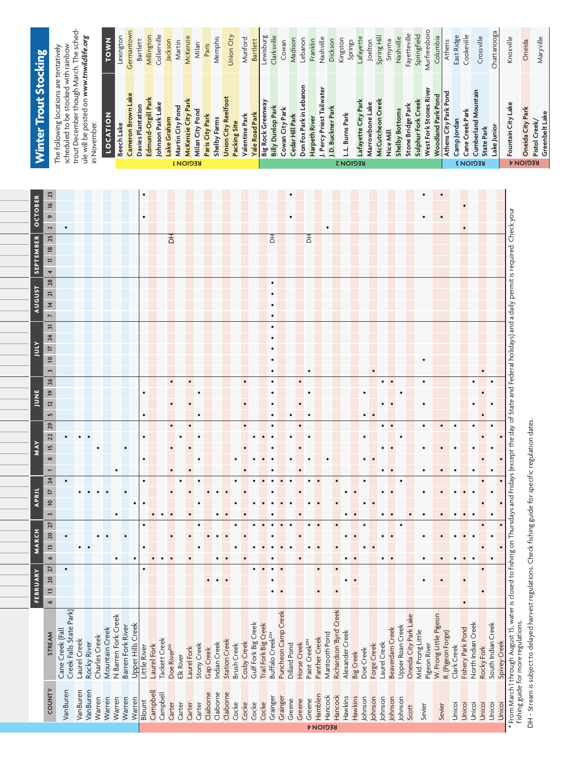# Winter Trout Stocking

The following locations are tentatively scheduled to be stocked with rainbow trout December though March. The schedule will be posted on ***www.tnwildlife.org*** in November.

| REGION | LOCATION | TOWN |
|---|---|---|
| REGION 1 | Beech Lake | Lexington |
| | Cameron Brown Lake | Germantown |
| | Davies Plantation | Bartlett |
| | Edmund-Orgill Park | Millington |
| | Johnson Park Lake | Collierville |
| | Lake Graham | Jackson |
| | Martin City Pond | Martin |
| | McKenzie City Park | McKenzie |
| | Milan City Pond | Milan |
| | Paris City Park | Paris |
| | Shelby Farms | Memphis |
| | Union City Reelfoot Packing Site | Union City |
| | Valentine Park | Munford |
| | Yale Road Park | Bartlett |
| REGION 2 | Big Rock Greenway | Lewisburg |
| | Billy Dunlop Park | Clarksville |
| | Cowan City Park | Cowan |
| | Cedar Hill Park | Madison |
| | Don Fox Park in Lebanon | Lebanon |
| | Harpeth River | Franklin |
| | J. Percy Priest Tailwater | Nashville |
| | J.D. Buckner Park | Dickson |
| | L.L. Burns Park | Kingston Springs |
| | Lafayette City Park | Lafayette |
| | Marrowbone Lake | Joelton |
| | McCutcheon Creek | Spring Hill |
| | Nice Mill | Smyrna |
| | Shelby Bottoms | Nashville |
| | Stone Bridge Park | Fayetteville |
| | Sulphur Fork Creek | Springfield |
| | West Fork Stones River | Murfreesboro |
| | Woodland Park Pond | Columbia |
| REGION 3 | Athens City Park Pond | Athens |
| | Camp Jordan | East Ridge |
| | Cane Creek Park | Cookeville |
| | Cumberland Mountain State Park | Crossville |
| | Lake Junior | Chattanooga |
| REGION 4 | Fountain City Lake | Knoxville |
| | Oneida City Park | Oneida |
| | Pistol Creek/ Greenbelt Lake | Maryville |

| REGION | COUNTY | STREAM | FEB 6 | FEB 13 | FEB 20 | FEB 27 | MAR 6 | MAR 13 | MAR 20 | MAR 27 | APR 3 | APR 10 | APR 17 | APR 24 | MAY 1 | MAY 8 | MAY 15 | MAY 22 | MAY 29 | JUN 5 | JUN 12 | JUN 19 | JUN 26 | JUL 3 | JUL 10 | JUL 17 | JUL 24 | JUL 31 | AUG 7 | AUG 14 | AUG 21 | AUG 28 | SEP 4 | SEP 11 | SEP 18 | SEP 25 | OCT 2 | OCT 9 | OCT 16 | OCT 23 |
|---|---|---|---|---|---|---|---|---|---|---|---|---|---|---|---|---|---|---|---|---|---|---|---|---|---|---|---|---|---|---|---|---|---|---|---|---|---|---|---|---|
| REGION 3 | VanBuren | Cane Creek (Fall Creek Falls State Park) | | | | • | | | • | | | | | • | | | | • | | | | | | | | | | | | | | | | | | | • | | | |
| | VanBuren | Laurel Creek | | | | | | • | | | | | • | | | | | • | | | | | | | | | | | | | | | | | | | | | | |
| | VanBuren | Rocky River | | | | | | • | | | | | • | | | | | • | | | | | | | | | | | | | | | | | | | | | | |
| | Warren | Charles Creek | | | | | | | • | | | | • | | | | • | | | | | | | | | | | | | | | | | | | | | | | |
| | Warren | Mountain Creek | | | | | | | • | | | | • | | | | | | | | | | | | | | | | | | | | | | | | | | | |
| | Warren | N Barren Fork Creek | | | | | • | | | | • | | | | • | | | | | | | | | | | | | | | | | | | | | | | | | |
| | Warren | Barren Fork River | | | | | | | • | | | | • | | | | • | | | | | | | | | | | | | | | | | | | | | | | |
| | Warren | Upper Hills Creek | | | | | • | | | | | • | | | | • | | | | | | | | | | | | | | | | | | | | | | | | |
| REGION 4 | Blount | Little River | | | | • | | | | • | | • | | • | | • | | • | | • | | • | | | | | | | | | | | | | | | | • | | • |
| | Campbell | Laurel Fork | | | | | • | | | | • | | | | | | | | | | | | | | | | | | | | | | | | | | | | | |
| | Campbell | Tackett Creek | | | | | • | | | | • | | | | | | | | | | | | | | | | | | | | | | | | | | | | | |
| | Carter | Doe River[DH] | | | | | • | | • | | • | | • | | • | | • | | • | | • | | • | | | | | | | | | | | | | DH | | | | |
| | Carter | Elk River | | | | | | | | | | | | • | | | | • | | | | | | | | | | | | | | | | | | | | | | |
| | Carter | Laurel Fork | | | | | • | | • | | • | | • | | • | | • | | • | | • | | • | | | | | | | | | | | | | | | | | |
| | Carter | Stony Creek | | | | | | • | | • | | • | | • | | • | | • | | • | | • | | | | | | | | | | | | | | | | | | |
| | Claiborne | Gap Creek | | | • | | | | • | | | | • | | | | | | | | | | | | | | | | | | | | | | | | | | | |
| | Claiborne | Indian Creek | | | • | | • | | • | | • | | • | | | | | | | | | | | | | | | | | | | | | | | | | | | |
| | Claiborne | Station Creek | | | • | | • | | • | | • | | • | | | | | | | | | | | | | | | | | | | | | | | | | | | |
| | Cocke | Brush Creek | | | | | | • | | • | | • | | • | | • | | | | | | | | | | | | | | | | | | | | | | | | |
| | Cocke | Cosby Creek | | | | | • | | • | | • | | • | | • | | • | | • | | • | | • | | | | | | | | | | | | | | | | | |
| | Cocke | Gulf Fork Big Creek | | | | • | | • | | • | | • | | • | | • | | • | | | | | | | | | | | | | | | | | | | | | | |
| | Cocke | Trail Fork Big Creek | | | | • | | • | | • | | • | | • | | • | | • | | | | | | | | | | | | | | | | | | | | | | |
| | Grainger | Buffalo Creek[DH] | | • | • | • | • | | • | • | • | | • | • | • | | • | • | • | | • | • | • | • | • | • | • | • | • | • | • | • | | | | DH | | | | |
| | Grainger | Puncheon Camp Creek | | • | | • | | • | | • | | • | | • | | | | | | | | | | | | | | | | | | | | | | | | | | |
| | Greene | Dillard Pond | | | | | | • | | • | | • | | • | | • | | • | | • | | | | | | | | | | | | | | | | | | • | | • |
| | Greene | Horse Creek | | | | | • | | • | | • | | • | | • | | • | | • | | • | | • | | | | | | | | | | | | | | | | | |
| | Greene | Paint Creek[DH] | | | | | | • | | • | | • | | • | | • | | • | | • | | • | | • | | | | | | | | | | | | DH | | | | |
| | Hamblen | Panther Creek | | • | | • | | • | | • | | • | | • | | | | | | | | | | | | | | | | | | | | | | | | | | |
| | Hancock | Mantooth Pond | | | | | | | | | | | | | | • | | | | | | | | | | | | | | | | | | | | | • | | | |
| | Hancock | Richardson 'Byrd' Creek | | • | | • | | • | | • | | • | | • | | | | | | | | | | | | | | | | | | | | | | | | | | |
| | Hawkins | Alexander Creek | | | • | | • | | • | | • | | • | | | | | | | | | | | | | | | | | | | | | | | | | | | |
| | Hawkins | Big Creek | | | • | | • | | • | | • | | • | | | | | | | | | | | | | | | | | | | | | | | | | | | |
| | Johnson | Doe Creek | | | | | | • | | • | | • | | • | | • | | • | | • | | • | | | | | | | | | | | | | | | | | | |
| | Johnson | Forge Creek | | | | | | • | | | | • | | | | • | | | | • | | | | • | | | | | | | | | | | | | | | | |
| | Johnson | Laurel Creek | | | | | • | | • | | • | | • | | • | | • | | • | | • | | • | | | | | | | | | | | | | | | | | |
| | Johnson | Beaverdam Creek | | | | | • | | • | | • | | • | | • | | • | | • | | • | | • | | | | | | | | | | | | | | | | | |
| | Johnson | Upper Roan Creek | | | | | | | | • | | | | • | | | | • | | | | • | | | | | | | | | | | | | | | | | | |
| | Scott | Oneida City Park Lake | | | | | | | | | • | | | | | | | | | | | | | | | | | | | | | | | | | | | | | |
| | Sevier | Mid. Prong Little Pigeon River | | | • | | | | • | | • | | • | | • | | | | • | | • | | • | | • | | | | | | | | | | | | | • | | • |
| | Sevier | W. Prong Little Pigeon R. (Pigeon Forge) | | | • | | • | | • | | • | | • | | • | | • | | • | | | | | | | | | | | | | | | | | | | • | | • |
| | Unicoi | Clark Creek | | | | | • | | • | | • | | • | | • | | • | | • | | | | | | | | | | | | | | | | | | | | | |
| | Unicoi | Fishery Park Pond | • | | • | | • | | • | | • | | • | | | | | | | | | | | | | | | | | | | | | | | | • | | • | |
| | Unicoi | North Indian Creek | | | | | • | | • | | • | | • | | • | | • | | • | | • | | • | | | | | | | | | | | | | | | | | |
| | Unicoi | Rocky Fork | | • | | • | | • | | • | | • | | • | | • | | • | | • | | • | | • | | | | | | | | | | | | | | | | |
| | Unicoi | South Indian Creek | | | | | | • | | • | | • | | • | | • | | • | | • | • | | • | | | | | | | | | | | | | | | | | |
| | Unicoi | Spivey Creek | | | | | • | | | | • | | | | • | | • | | | | | | | | | | | | | | | | | | | | | | | |

\* From March 1 through August 15, water is closed to fishing on Thursdays and Fridays (except the day of State and Federal holidays) and a daily permit is required. Check your fishing guide for more regulations.

DH - Stream is subject to delayed harvest regulations. Check fishing guide for specific regulation dates.